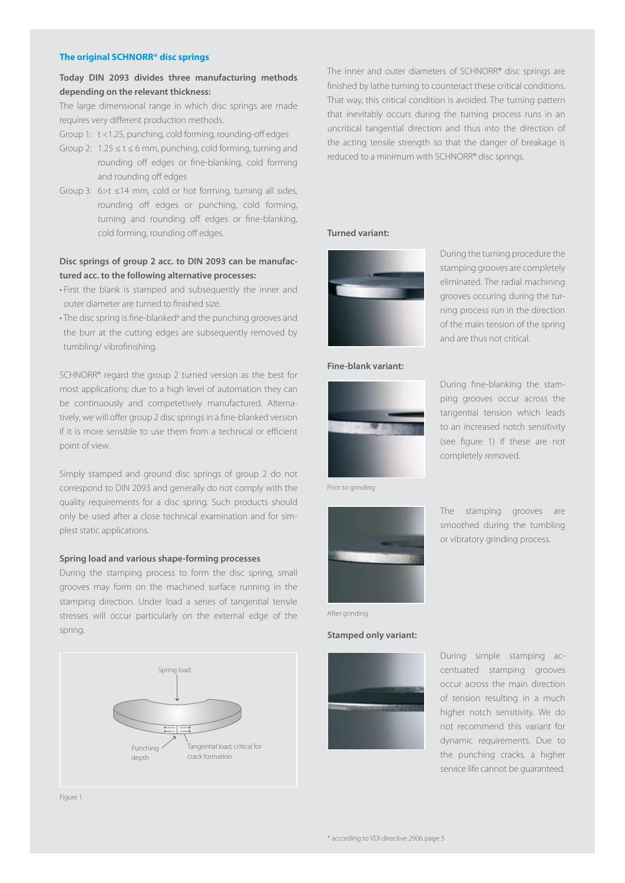### The original SCHNORR® disc springs

**Today DIN 2093 divides three manufacturing methods depending on the relevant thickness:**

The large dimensional range in which disc springs are made requires very different production methods.

Group 1: t <1.25, punching, cold forming, rounding-off edges

Group 2: 1.25 ≤ t ≤ 6 mm, punching, cold forming, turning and rounding off edges or fine-blanking, cold forming and rounding off edges

Group 3: 6>t ≤14 mm, cold or hot forming, turning all sides, rounding off edges or punching, cold forming, turning and rounding off edges or fine-blanking, cold forming, rounding off edges.

**Disc springs of group 2 acc. to DIN 2093 can be manufactured acc. to the following alternative processes:**

- First the blank is stamped and subsequently the inner and outer diameter are turned to finished size.
- The disc spring is fine-blanked* and the punching grooves and the burr at the cutting edges are subsequently removed by tumbling/ vibrofinishing.

SCHNORR® regard the group 2 turned version as the best for most applications; due to a high level of automation they can be continuously and competetively manufactured. Alternatively, we will offer group 2 disc springs in a fine-blanked version if it is more sensible to use them from a technical or efficient point of view.

Simply stamped and ground disc springs of group 2 do not correspond to DIN 2093 and generally do not comply with the quality requirements for a disc spring. Such products should only be used after a close technical examination and for simplest static applications.

**Spring load and various shape-forming processes**

During the stamping process to form the disc spring, small grooves may form on the machined surface running in the stamping direction. Under load a series of tangential tensile stresses will occur particularly on the external edge of the spring.

Spring load

Punching depth

Tangential load, critical for crack formation

Figure 1

The inner and outer diameters of SCHNORR® disc springs are finished by lathe turning to counteract these critical conditions. That way, this critical condition is avoided. The turning pattern that inevitably occurs during the turning process runs in an uncritical tangential direction and thus into the direction of the acting tensile strength so that the danger of breakage is reduced to a minimum with SCHNORR® disc springs.

**Turned variant:**

During the turning procedure the stamping grooves are completely eliminated. The radial machining grooves occuring during the turning process run in the direction of the main tension of the spring and are thus not critical.

**Fine-blank variant:**

During fine-blanking the stamping grooves occur across the tangential tension which leads to an increased notch sensitivity (see figure 1) if these are not completely removed.

Prior to grinding

The stamping grooves are smoothed during the tumbling or vibratory grinding process.

After grinding

**Stamped only variant:**

During simple stamping accentuated stamping grooves occur across the main direction of tension resulting in a much higher notch sensitivity. We do not recommend this variant for dynamic requirements. Due to the punching cracks, a higher service life cannot be guaranteed.

* according to VDI directive 2906 page 5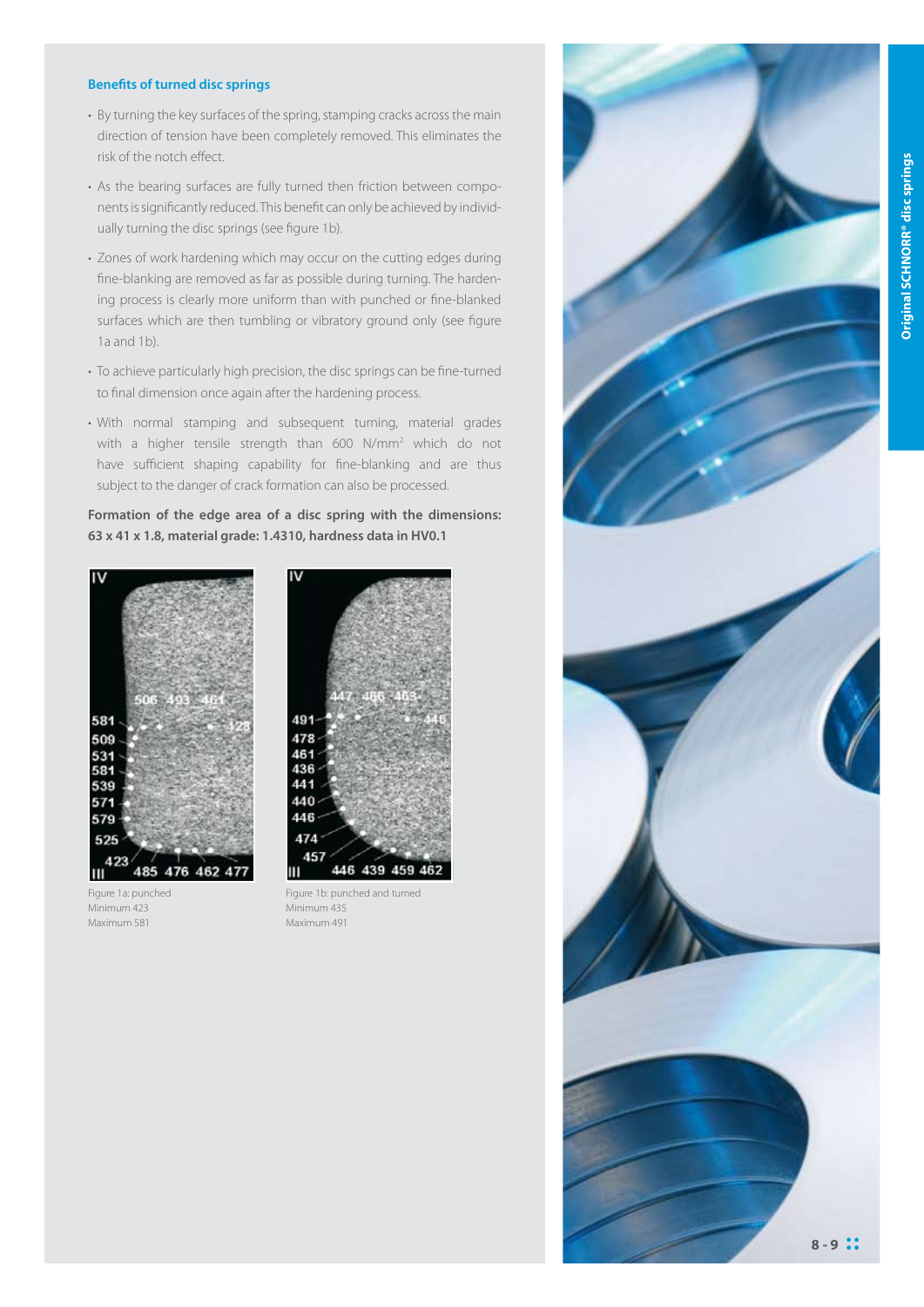### Benefits of turned disc springs

- By turning the key surfaces of the spring, stamping cracks across the main direction of tension have been completely removed. This eliminates the risk of the notch effect.
- As the bearing surfaces are fully turned then friction between components is significantly reduced. This benefit can only be achieved by individually turning the disc springs (see figure 1b).
- Zones of work hardening which may occur on the cutting edges during fine-blanking are removed as far as possible during turning. The hardening process is clearly more uniform than with punched or fine-blanked surfaces which are then tumbling or vibratory ground only (see figure 1a and 1b).
- To achieve particularly high precision, the disc springs can be fine-turned to final dimension once again after the hardening process.
- With normal stamping and subsequent turning, material grades with a higher tensile strength than 600 N/mm$^2$ which do not have sufficient shaping capability for fine-blanking and are thus subject to the danger of crack formation can also be processed.

**Formation of the edge area of a disc spring with the dimensions: 63 x 41 x 1.8, material grade: 1.4310, hardness data in HV0.1**

IV
506 493 461
428
581
509
531
581
539
571
579
525
423
III
485 476 462 477

Figure 1a: punched
Minimum 423
Maximum 581

IV
447 466 463
446
491
478
461
436
441
440
446
474
457
III
446 439 459 462

Figure 1b: punched and turned
Minimum 435
Maximum 491